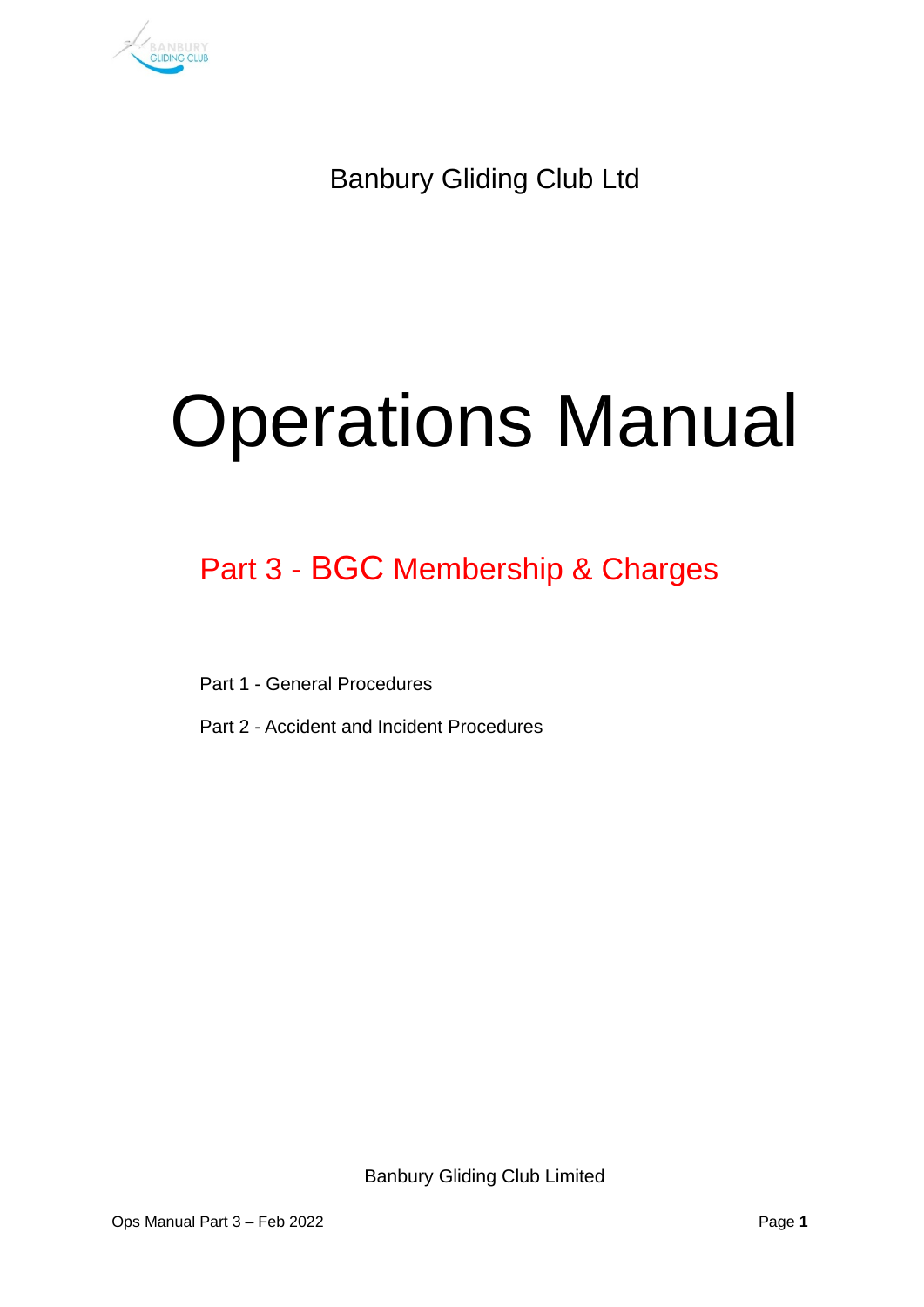Banbury Gliding Club Ltd

# Operations Manual

## Part 3 - BGC Membership & Charges

Part 1 - General Procedures

Part 2 - Accident and Incident Procedures

Banbury Gliding Club Limited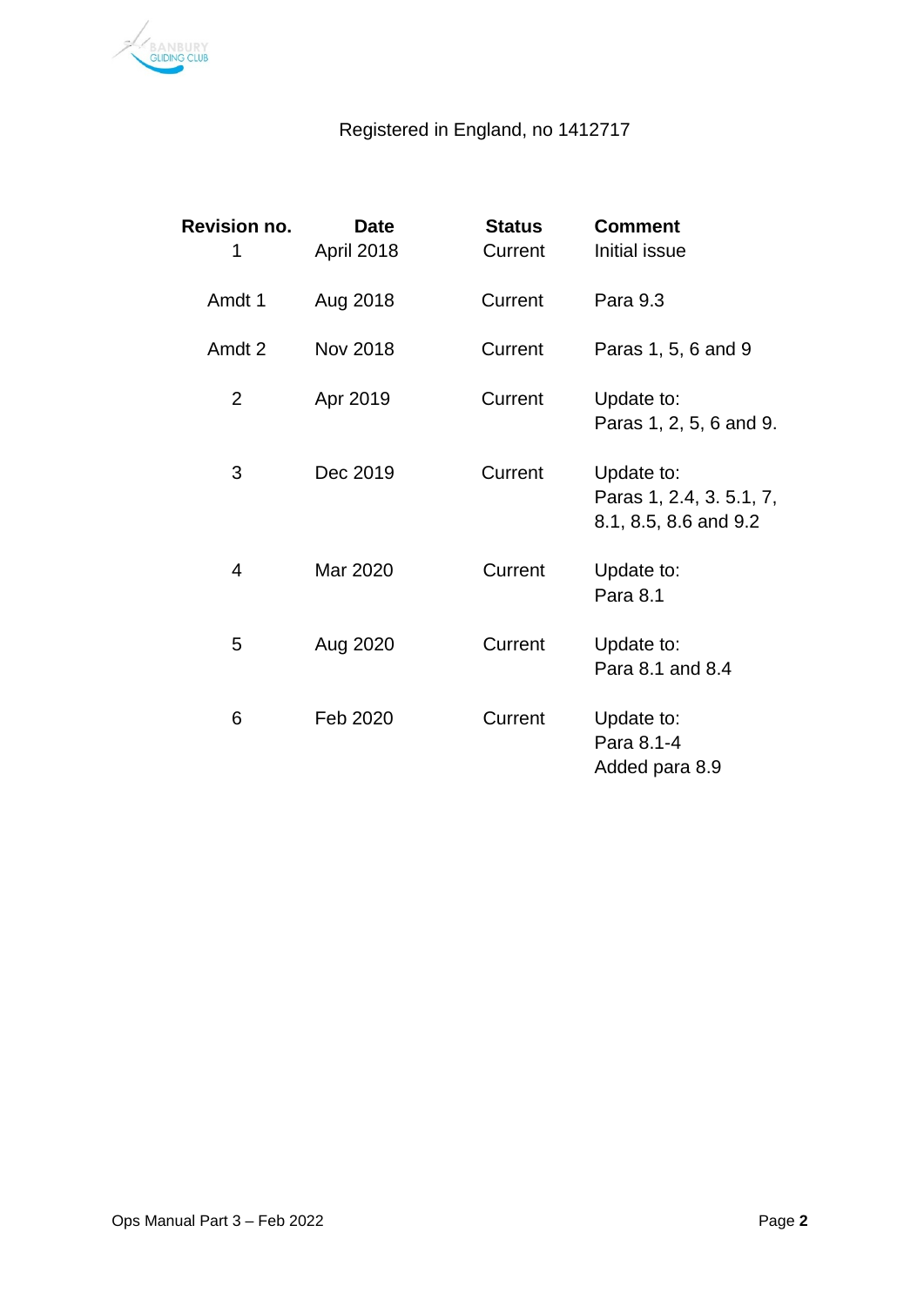Registered in England, no 1412717

| Revision no. | Date | Status | Comment |
|---|---|---|---|
| 1 | April 2018 | Current | Initial issue |
| Amdt 1 | Aug 2018 | Current | Para 9.3 |
| Amdt 2 | Nov 2018 | Current | Paras 1, 5, 6 and 9 |
| 2 | Apr 2019 | Current | Update to: Paras 1, 2, 5, 6 and 9. |
| 3 | Dec 2019 | Current | Update to: Paras 1, 2.4, 3. 5.1, 7, 8.1, 8.5, 8.6 and 9.2 |
| 4 | Mar 2020 | Current | Update to: Para 8.1 |
| 5 | Aug 2020 | Current | Update to: Para 8.1 and 8.4 |
| 6 | Feb 2020 | Current | Update to: Para 8.1-4 Added para 8.9 |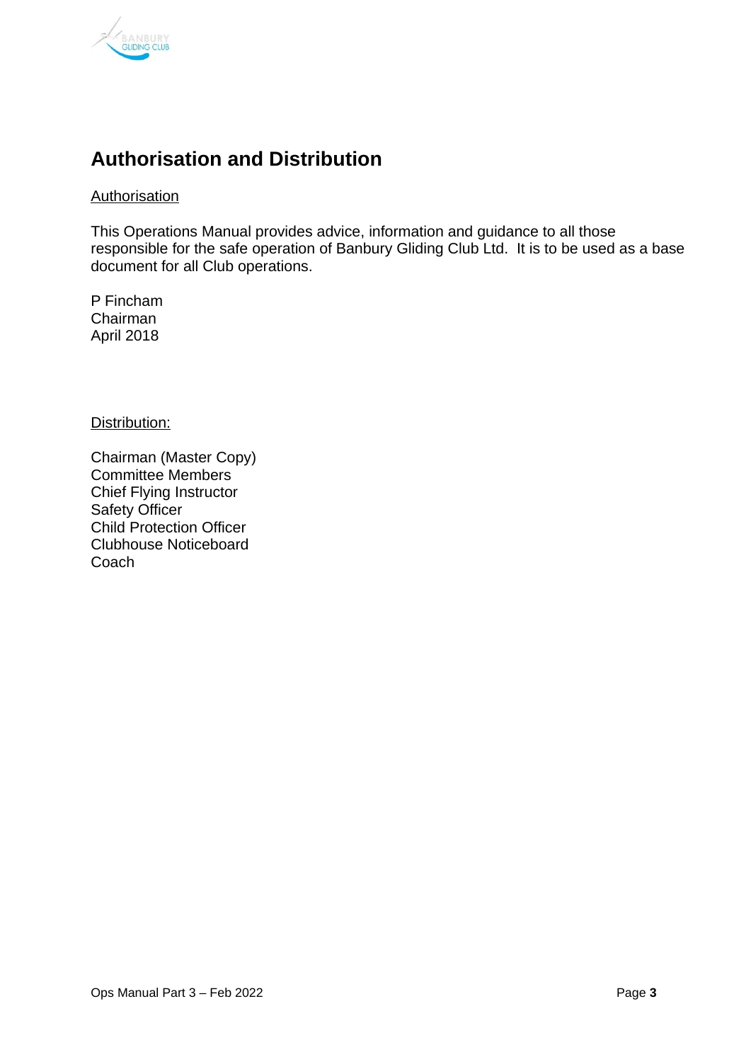# Authorisation and Distribution

Authorisation

This Operations Manual provides advice, information and guidance to all those responsible for the safe operation of Banbury Gliding Club Ltd. It is to be used as a base document for all Club operations.

P Fincham
Chairman
April 2018

Distribution:

Chairman (Master Copy)
Committee Members
Chief Flying Instructor
Safety Officer
Child Protection Officer
Clubhouse Noticeboard
Coach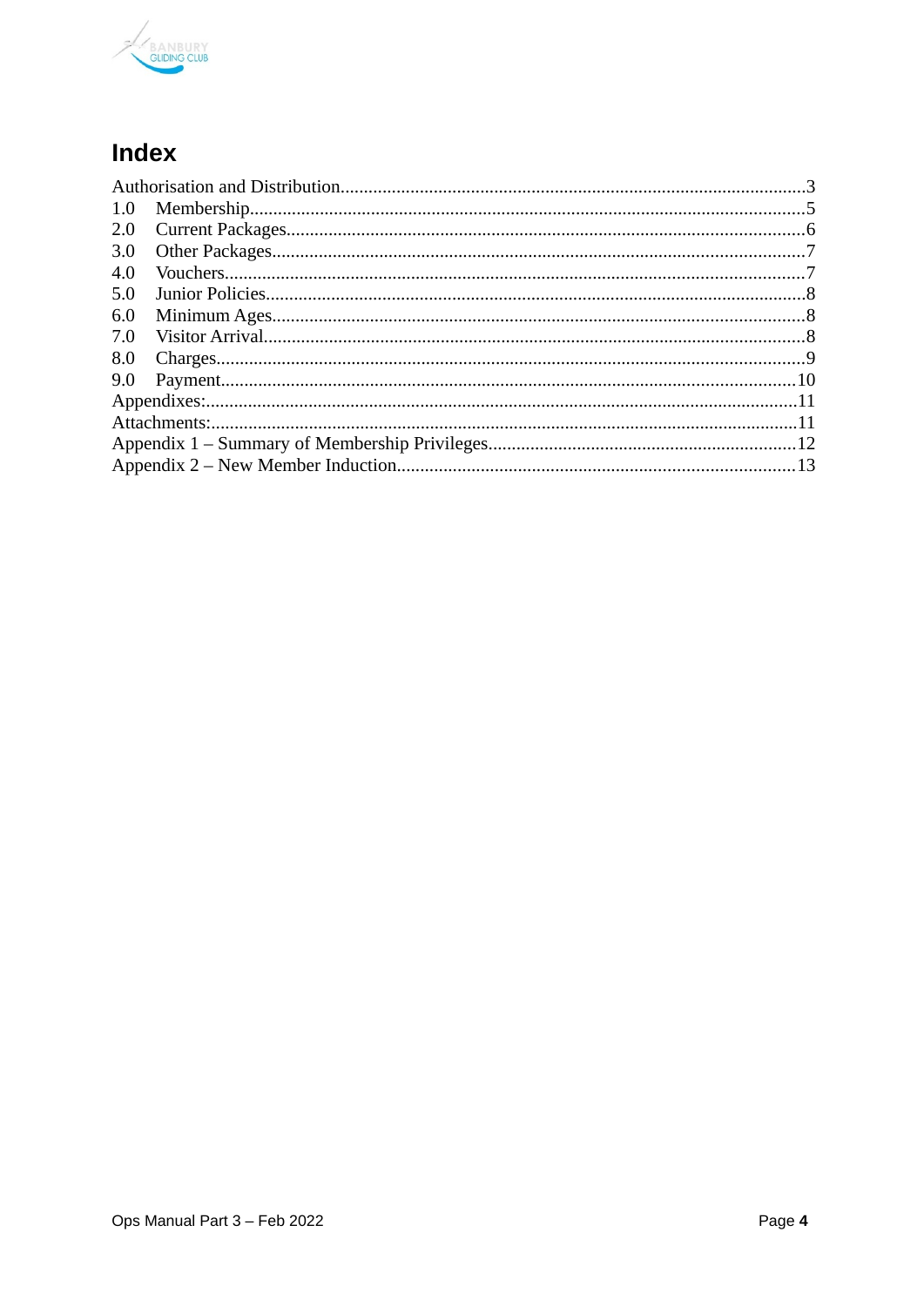# Index

Authorisation and Distribution....................................................................................................3
1.0 Membership...........................................................................................................................5
2.0 Current Packages...................................................................................................................6
3.0 Other Packages.......................................................................................................................7
4.0 Vouchers................................................................................................................................7
5.0 Junior Policies.........................................................................................................................8
6.0 Minimum Ages.......................................................................................................................8
7.0 Visitor Arrival..........................................................................................................................8
8.0 Charges..................................................................................................................................9
9.0 Payment...............................................................................................................................10
Appendixes:.................................................................................................................................11
Attachments:................................................................................................................................11
Appendix 1 – Summary of Membership Privileges..................................................................12
Appendix 2 – New Member Induction....................................................................................13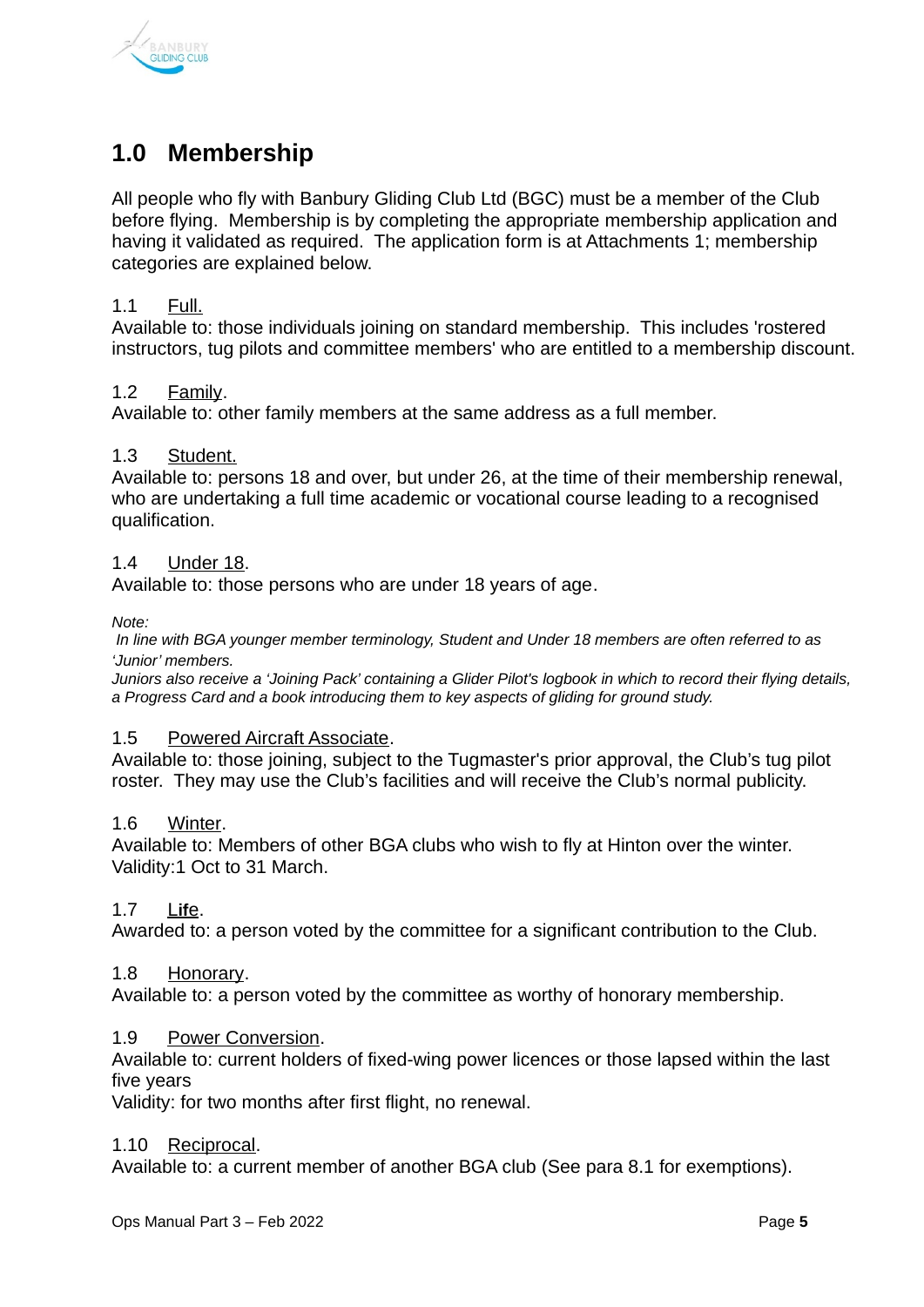# 1.0 Membership

All people who fly with Banbury Gliding Club Ltd (BGC) must be a member of the Club before flying. Membership is by completing the appropriate membership application and having it validated as required. The application form is at Attachments 1; membership categories are explained below.

1.1 Full.
Available to: those individuals joining on standard membership. This includes 'rostered instructors, tug pilots and committee members' who are entitled to a membership discount.

1.2 Family.
Available to: other family members at the same address as a full member.

1.3 Student.
Available to: persons 18 and over, but under 26, at the time of their membership renewal, who are undertaking a full time academic or vocational course leading to a recognised qualification.

1.4 Under 18.
Available to: those persons who are under 18 years of age.

*Note:*
*In line with BGA younger member terminology, Student and Under 18 members are often referred to as 'Junior' members.*
*Juniors also receive a 'Joining Pack' containing a Glider Pilot's logbook in which to record their flying details, a Progress Card and a book introducing them to key aspects of gliding for ground study.*

1.5 Powered Aircraft Associate.
Available to: those joining, subject to the Tugmaster's prior approval, the Club's tug pilot roster. They may use the Club's facilities and will receive the Club's normal publicity.

1.6 Winter.
Available to: Members of other BGA clubs who wish to fly at Hinton over the winter.
Validity:1 Oct to 31 March.

1.7 Life.
Awarded to: a person voted by the committee for a significant contribution to the Club.

1.8 Honorary.
Available to: a person voted by the committee as worthy of honorary membership.

1.9 Power Conversion.
Available to: current holders of fixed-wing power licences or those lapsed within the last five years
Validity: for two months after first flight, no renewal.

1.10 Reciprocal.
Available to: a current member of another BGA club (See para 8.1 for exemptions).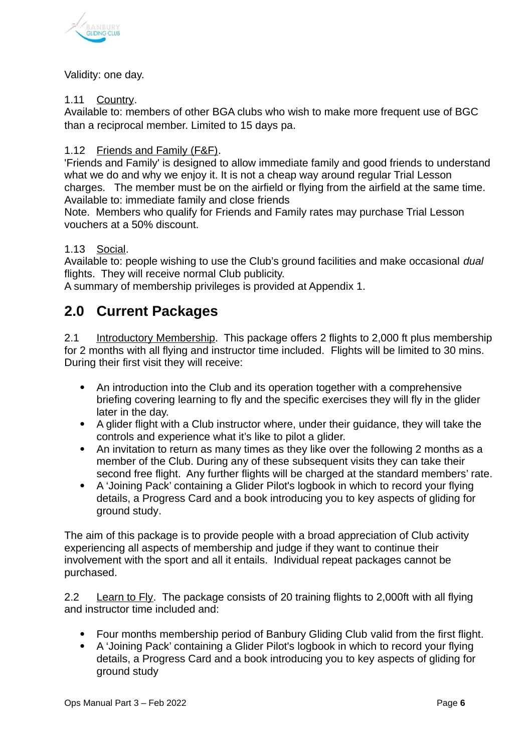Validity: one day.

1.11 Country.
Available to: members of other BGA clubs who wish to make more frequent use of BGC than a reciprocal member. Limited to 15 days pa.

1.12 Friends and Family (F&F).
'Friends and Family' is designed to allow immediate family and good friends to understand what we do and why we enjoy it. It is not a cheap way around regular Trial Lesson charges. The member must be on the airfield or flying from the airfield at the same time.
Available to: immediate family and close friends
Note. Members who qualify for Friends and Family rates may purchase Trial Lesson vouchers at a 50% discount.

1.13 Social.
Available to: people wishing to use the Club's ground facilities and make occasional *dual* flights. They will receive normal Club publicity.
A summary of membership privileges is provided at Appendix 1.

## 2.0 Current Packages

2.1 Introductory Membership. This package offers 2 flights to 2,000 ft plus membership for 2 months with all flying and instructor time included. Flights will be limited to 30 mins. During their first visit they will receive:

- An introduction into the Club and its operation together with a comprehensive briefing covering learning to fly and the specific exercises they will fly in the glider later in the day.
- A glider flight with a Club instructor where, under their guidance, they will take the controls and experience what it's like to pilot a glider.
- An invitation to return as many times as they like over the following 2 months as a member of the Club. During any of these subsequent visits they can take their second free flight. Any further flights will be charged at the standard members' rate.
- A 'Joining Pack' containing a Glider Pilot's logbook in which to record your flying details, a Progress Card and a book introducing you to key aspects of gliding for ground study.

The aim of this package is to provide people with a broad appreciation of Club activity experiencing all aspects of membership and judge if they want to continue their involvement with the sport and all it entails. Individual repeat packages cannot be purchased.

2.2 Learn to Fly. The package consists of 20 training flights to 2,000ft with all flying and instructor time included and:

- Four months membership period of Banbury Gliding Club valid from the first flight.
- A 'Joining Pack' containing a Glider Pilot's logbook in which to record your flying details, a Progress Card and a book introducing you to key aspects of gliding for ground study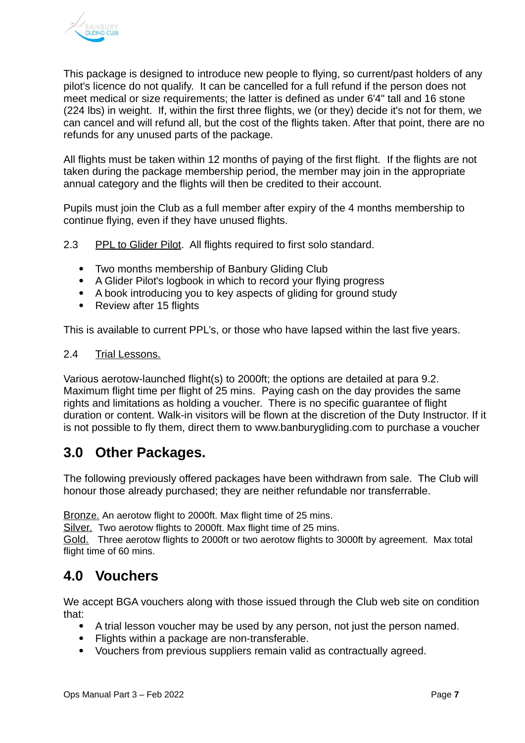This package is designed to introduce new people to flying, so current/past holders of any pilot's licence do not qualify. It can be cancelled for a full refund if the person does not meet medical or size requirements; the latter is defined as under 6'4" tall and 16 stone (224 lbs) in weight. If, within the first three flights, we (or they) decide it's not for them, we can cancel and will refund all, but the cost of the flights taken. After that point, there are no refunds for any unused parts of the package.

All flights must be taken within 12 months of paying of the first flight. If the flights are not taken during the package membership period, the member may join in the appropriate annual category and the flights will then be credited to their account.

Pupils must join the Club as a full member after expiry of the 4 months membership to continue flying, even if they have unused flights.

2.3 PPL to Glider Pilot. All flights required to first solo standard.

- Two months membership of Banbury Gliding Club
- A Glider Pilot's logbook in which to record your flying progress
- A book introducing you to key aspects of gliding for ground study
- Review after 15 flights

This is available to current PPL's, or those who have lapsed within the last five years.

2.4 Trial Lessons.

Various aerotow-launched flight(s) to 2000ft; the options are detailed at para 9.2. Maximum flight time per flight of 25 mins. Paying cash on the day provides the same rights and limitations as holding a voucher. There is no specific guarantee of flight duration or content. Walk-in visitors will be flown at the discretion of the Duty Instructor. If it is not possible to fly them, direct them to www.banburygliding.com to purchase a voucher

## 3.0 Other Packages.

The following previously offered packages have been withdrawn from sale. The Club will honour those already purchased; they are neither refundable nor transferrable.

Bronze. An aerotow flight to 2000ft. Max flight time of 25 mins.
Silver. Two aerotow flights to 2000ft. Max flight time of 25 mins.
Gold. Three aerotow flights to 2000ft or two aerotow flights to 3000ft by agreement. Max total flight time of 60 mins.

## 4.0 Vouchers

We accept BGA vouchers along with those issued through the Club web site on condition that:

- A trial lesson voucher may be used by any person, not just the person named.
- Flights within a package are non-transferable.
- Vouchers from previous suppliers remain valid as contractually agreed.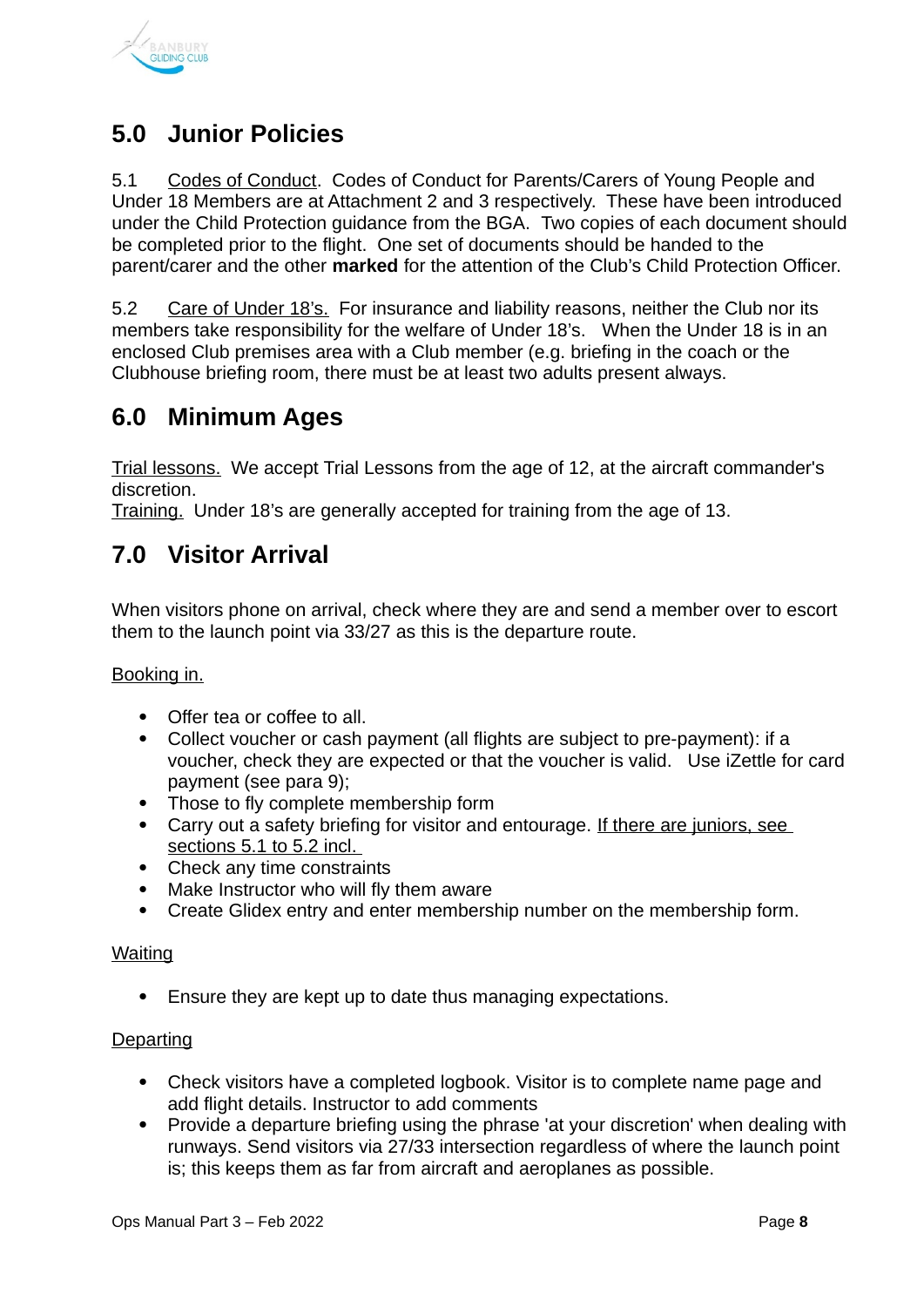## 5.0 Junior Policies

5.1 Codes of Conduct. Codes of Conduct for Parents/Carers of Young People and Under 18 Members are at Attachment 2 and 3 respectively. These have been introduced under the Child Protection guidance from the BGA. Two copies of each document should be completed prior to the flight. One set of documents should be handed to the parent/carer and the other **marked** for the attention of the Club's Child Protection Officer.

5.2 Care of Under 18's. For insurance and liability reasons, neither the Club nor its members take responsibility for the welfare of Under 18's. When the Under 18 is in an enclosed Club premises area with a Club member (e.g. briefing in the coach or the Clubhouse briefing room, there must be at least two adults present always.

## 6.0 Minimum Ages

Trial lessons. We accept Trial Lessons from the age of 12, at the aircraft commander's discretion.
Training. Under 18's are generally accepted for training from the age of 13.

## 7.0 Visitor Arrival

When visitors phone on arrival, check where they are and send a member over to escort them to the launch point via 33/27 as this is the departure route.

Booking in.

- Offer tea or coffee to all.
- Collect voucher or cash payment (all flights are subject to pre-payment): if a voucher, check they are expected or that the voucher is valid. Use iZettle for card payment (see para 9);
- Those to fly complete membership form
- Carry out a safety briefing for visitor and entourage. If there are juniors, see sections 5.1 to 5.2 incl.
- Check any time constraints
- Make Instructor who will fly them aware
- Create Glidex entry and enter membership number on the membership form.

Waiting

- Ensure they are kept up to date thus managing expectations.

Departing

- Check visitors have a completed logbook. Visitor is to complete name page and add flight details. Instructor to add comments
- Provide a departure briefing using the phrase 'at your discretion' when dealing with runways. Send visitors via 27/33 intersection regardless of where the launch point is; this keeps them as far from aircraft and aeroplanes as possible.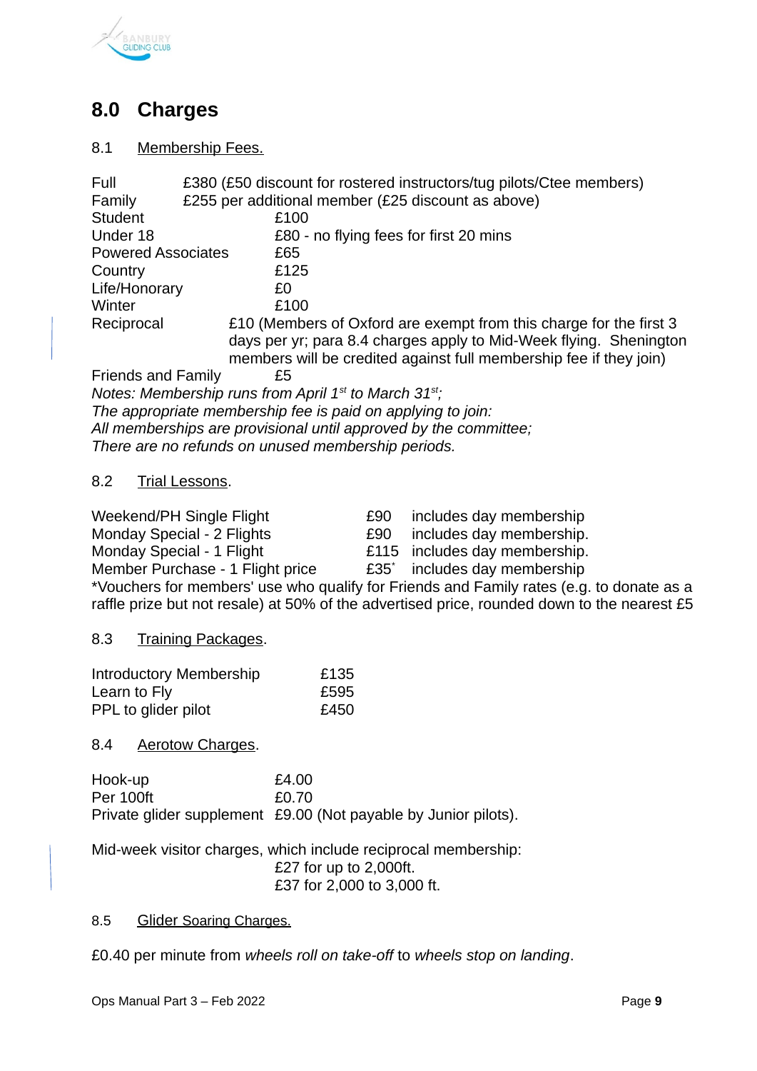# 8.0 Charges

## 8.1 Membership Fees.

| | |
|---|---|
| Full | £380 (£50 discount for rostered instructors/tug pilots/Ctee members) |
| Family | £255 per additional member (£25 discount as above) |
| Student | £100 |
| Under 18 | £80 - no flying fees for first 20 mins |
| Powered Associates | £65 |
| Country | £125 |
| Life/Honorary | £0 |
| Winter | £100 |
| Reciprocal | £10 (Members of Oxford are exempt from this charge for the first 3 days per yr; para 8.4 charges apply to Mid-Week flying. Shenington members will be credited against full membership fee if they join) |
| Friends and Family | £5 |

*Notes: Membership runs from April 1st to March 31st;*
*The appropriate membership fee is paid on applying to join:*
*All memberships are provisional until approved by the committee;*
*There are no refunds on unused membership periods.*

## 8.2 Trial Lessons.

| | | |
|---|---|---|
| Weekend/PH Single Flight | £90 | includes day membership |
| Monday Special - 2 Flights | £90 | includes day membership. |
| Monday Special - 1 Flight | £115 | includes day membership. |
| Member Purchase - 1 Flight price | £35* | includes day membership |

*Vouchers for members' use who qualify for Friends and Family rates (e.g. to donate as a raffle prize but not resale) at 50% of the advertised price, rounded down to the nearest £5

## 8.3 Training Packages.

| | |
|---|---|
| Introductory Membership | £135 |
| Learn to Fly | £595 |
| PPL to glider pilot | £450 |

## 8.4 Aerotow Charges.

| | |
|---|---|
| Hook-up | £4.00 |
| Per 100ft | £0.70 |
| Private glider supplement | £9.00 (Not payable by Junior pilots). |

Mid-week visitor charges, which include reciprocal membership:
£27 for up to 2,000ft.
£37 for 2,000 to 3,000 ft.

## 8.5 Glider Soaring Charges.

£0.40 per minute from *wheels roll on take-off* to *wheels stop on landing*.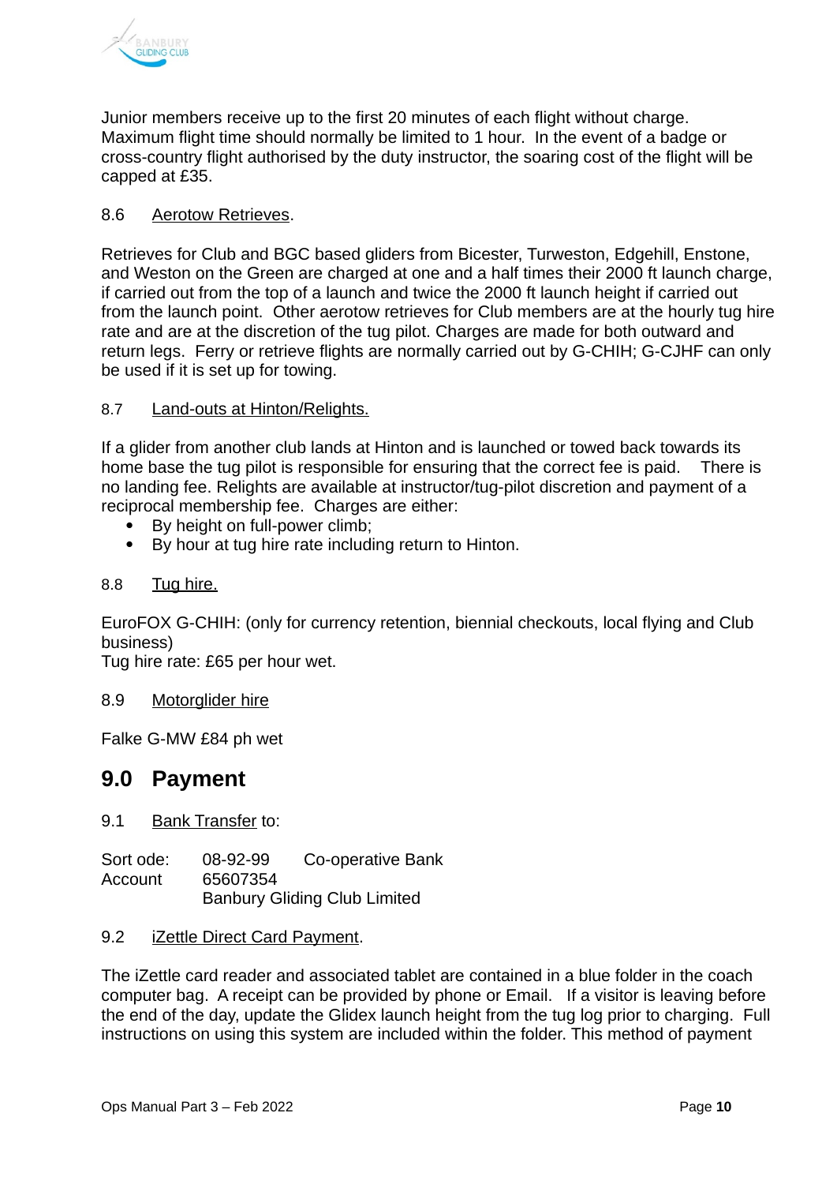Junior members receive up to the first 20 minutes of each flight without charge. Maximum flight time should normally be limited to 1 hour. In the event of a badge or cross-country flight authorised by the duty instructor, the soaring cost of the flight will be capped at £35.

8.6 Aerotow Retrieves.

Retrieves for Club and BGC based gliders from Bicester, Turweston, Edgehill, Enstone, and Weston on the Green are charged at one and a half times their 2000 ft launch charge, if carried out from the top of a launch and twice the 2000 ft launch height if carried out from the launch point. Other aerotow retrieves for Club members are at the hourly tug hire rate and are at the discretion of the tug pilot. Charges are made for both outward and return legs. Ferry or retrieve flights are normally carried out by G-CHIH; G-CJHF can only be used if it is set up for towing.

8.7 Land-outs at Hinton/Relights.

If a glider from another club lands at Hinton and is launched or towed back towards its home base the tug pilot is responsible for ensuring that the correct fee is paid. There is no landing fee. Relights are available at instructor/tug-pilot discretion and payment of a reciprocal membership fee. Charges are either:

- By height on full-power climb;
- By hour at tug hire rate including return to Hinton.

8.8 Tug hire.

EuroFOX G-CHIH: (only for currency retention, biennial checkouts, local flying and Club business)
Tug hire rate: £65 per hour wet.

8.9 Motorglider hire

Falke G-MW £84 ph wet

## 9.0 Payment

9.1 Bank Transfer to:

Sort ode: 08-92-99 Co-operative Bank
Account 65607354
Banbury Gliding Club Limited

9.2 iZettle Direct Card Payment.

The iZettle card reader and associated tablet are contained in a blue folder in the coach computer bag. A receipt can be provided by phone or Email. If a visitor is leaving before the end of the day, update the Glidex launch height from the tug log prior to charging. Full instructions on using this system are included within the folder. This method of payment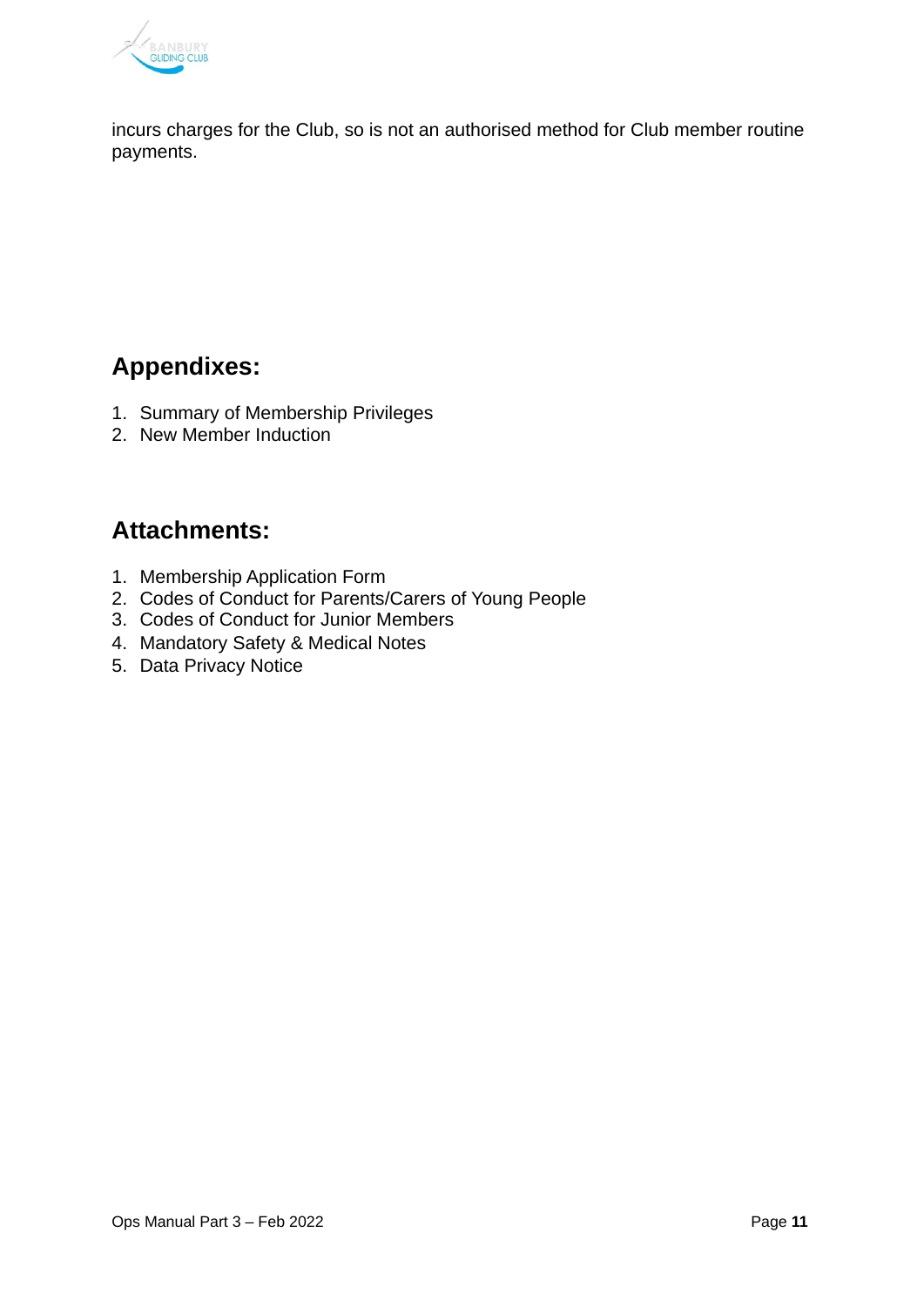incurs charges for the Club, so is not an authorised method for Club member routine payments.

## Appendixes:

1. Summary of Membership Privileges
2. New Member Induction

## Attachments:

1. Membership Application Form
2. Codes of Conduct for Parents/Carers of Young People
3. Codes of Conduct for Junior Members
4. Mandatory Safety & Medical Notes
5. Data Privacy Notice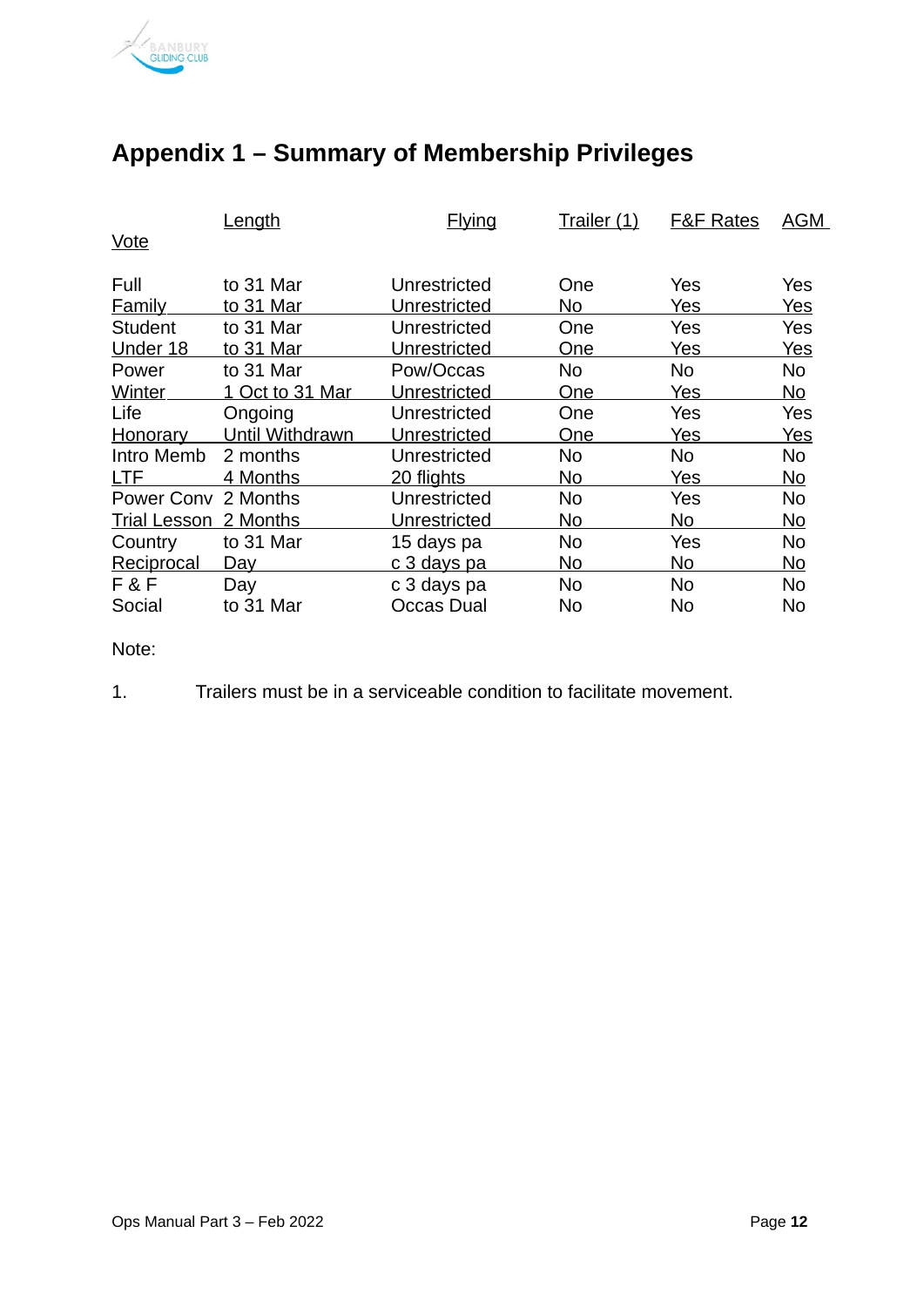# Appendix 1 – Summary of Membership Privileges

| Vote | Length | Flying | Trailer (1) | F&F Rates | AGM |
|---|---|---|---|---|---|
| Full | to 31 Mar | Unrestricted | One | Yes | Yes |
| Family | to 31 Mar | Unrestricted | No | Yes | Yes |
| Student | to 31 Mar | Unrestricted | One | Yes | Yes |
| Under 18 | to 31 Mar | Unrestricted | One | Yes | Yes |
| Power | to 31 Mar | Pow/Occas | No | No | No |
| Winter | 1 Oct to 31 Mar | Unrestricted | One | Yes | No |
| Life | Ongoing | Unrestricted | One | Yes | Yes |
| Honorary | Until Withdrawn | Unrestricted | One | Yes | Yes |
| Intro Memb | 2 months | Unrestricted | No | No | No |
| LTF | 4 Months | 20 flights | No | Yes | No |
| Power Conv | 2 Months | Unrestricted | No | Yes | No |
| Trial Lesson | 2 Months | Unrestricted | No | No | No |
| Country | to 31 Mar | 15 days pa | No | Yes | No |
| Reciprocal | Day | c 3 days pa | No | No | No |
| F & F | Day | c 3 days pa | No | No | No |
| Social | to 31 Mar | Occas Dual | No | No | No |

Note:

1. Trailers must be in a serviceable condition to facilitate movement.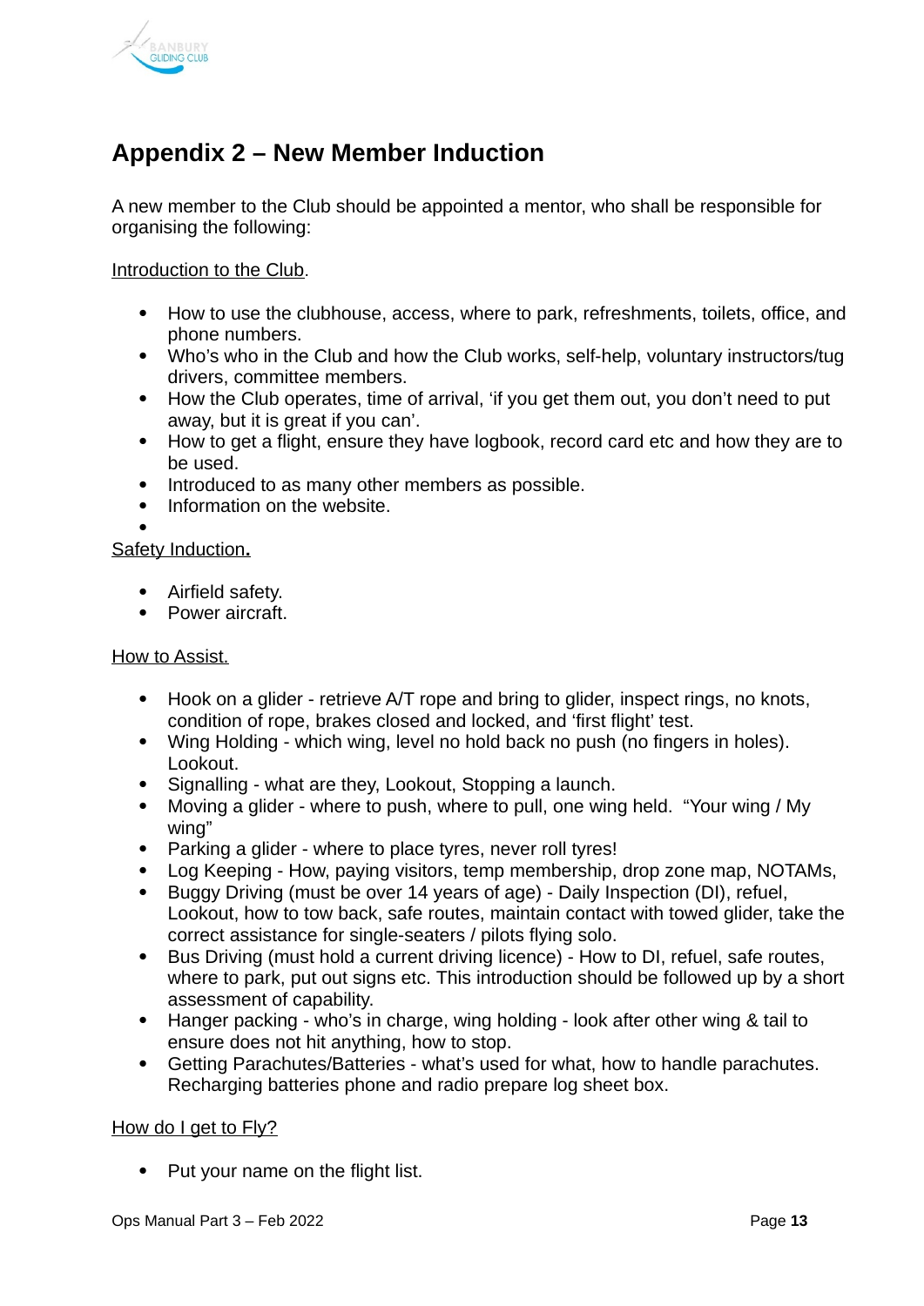## Appendix 2 – New Member Induction

A new member to the Club should be appointed a mentor, who shall be responsible for organising the following:

Introduction to the Club.

- How to use the clubhouse, access, where to park, refreshments, toilets, office, and phone numbers.
- Who's who in the Club and how the Club works, self-help, voluntary instructors/tug drivers, committee members.
- How the Club operates, time of arrival, 'if you get them out, you don't need to put away, but it is great if you can'.
- How to get a flight, ensure they have logbook, record card etc and how they are to be used.
- Introduced to as many other members as possible.
- Information on the website.

Safety Induction**.**

- Airfield safety.
- Power aircraft.

How to Assist.

- Hook on a glider - retrieve A/T rope and bring to glider, inspect rings, no knots, condition of rope, brakes closed and locked, and 'first flight' test.
- Wing Holding - which wing, level no hold back no push (no fingers in holes). Lookout.
- Signalling - what are they, Lookout, Stopping a launch.
- Moving a glider - where to push, where to pull, one wing held. "Your wing / My wing"
- Parking a glider - where to place tyres, never roll tyres!
- Log Keeping - How, paying visitors, temp membership, drop zone map, NOTAMs,
- Buggy Driving (must be over 14 years of age) - Daily Inspection (DI), refuel, Lookout, how to tow back, safe routes, maintain contact with towed glider, take the correct assistance for single-seaters / pilots flying solo.
- Bus Driving (must hold a current driving licence) - How to DI, refuel, safe routes, where to park, put out signs etc. This introduction should be followed up by a short assessment of capability.
- Hanger packing - who's in charge, wing holding - look after other wing & tail to ensure does not hit anything, how to stop.
- Getting Parachutes/Batteries - what's used for what, how to handle parachutes. Recharging batteries phone and radio prepare log sheet box.

How do I get to Fly?

- Put your name on the flight list.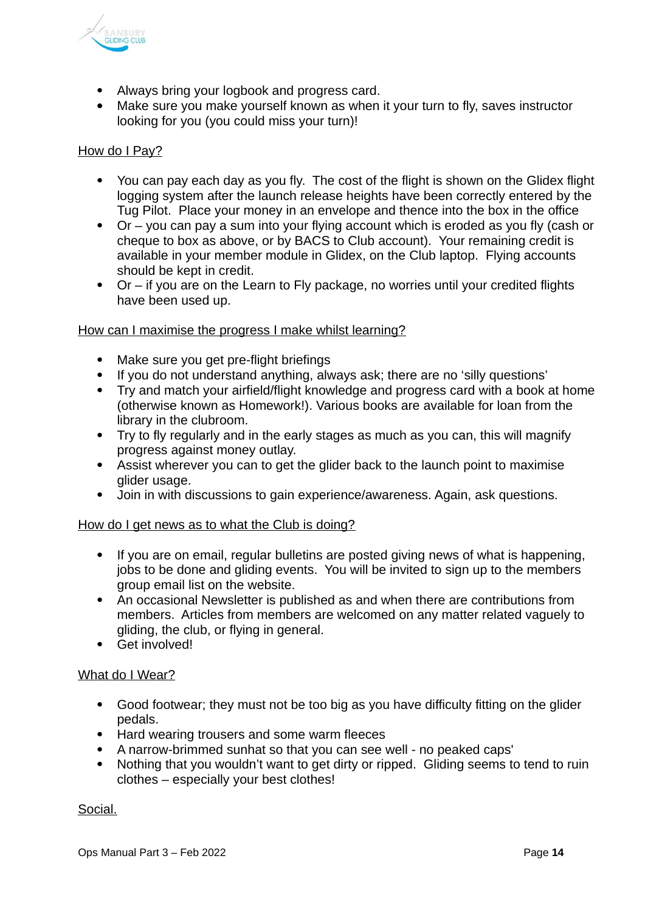- Always bring your logbook and progress card.
- Make sure you make yourself known as when it your turn to fly, saves instructor looking for you (you could miss your turn)!

How do I Pay?

- You can pay each day as you fly. The cost of the flight is shown on the Glidex flight logging system after the launch release heights have been correctly entered by the Tug Pilot. Place your money in an envelope and thence into the box in the office
- Or – you can pay a sum into your flying account which is eroded as you fly (cash or cheque to box as above, or by BACS to Club account). Your remaining credit is available in your member module in Glidex, on the Club laptop. Flying accounts should be kept in credit.
- Or – if you are on the Learn to Fly package, no worries until your credited flights have been used up.

How can I maximise the progress I make whilst learning?

- Make sure you get pre-flight briefings
- If you do not understand anything, always ask; there are no 'silly questions'
- Try and match your airfield/flight knowledge and progress card with a book at home (otherwise known as Homework!). Various books are available for loan from the library in the clubroom.
- Try to fly regularly and in the early stages as much as you can, this will magnify progress against money outlay.
- Assist wherever you can to get the glider back to the launch point to maximise glider usage.
- Join in with discussions to gain experience/awareness. Again, ask questions.

How do I get news as to what the Club is doing?

- If you are on email, regular bulletins are posted giving news of what is happening, jobs to be done and gliding events. You will be invited to sign up to the members group email list on the website.
- An occasional Newsletter is published as and when there are contributions from members. Articles from members are welcomed on any matter related vaguely to gliding, the club, or flying in general.
- Get involved!

What do I Wear?

- Good footwear; they must not be too big as you have difficulty fitting on the glider pedals.
- Hard wearing trousers and some warm fleeces
- A narrow-brimmed sunhat so that you can see well - no peaked caps'
- Nothing that you wouldn't want to get dirty or ripped. Gliding seems to tend to ruin clothes – especially your best clothes!

Social.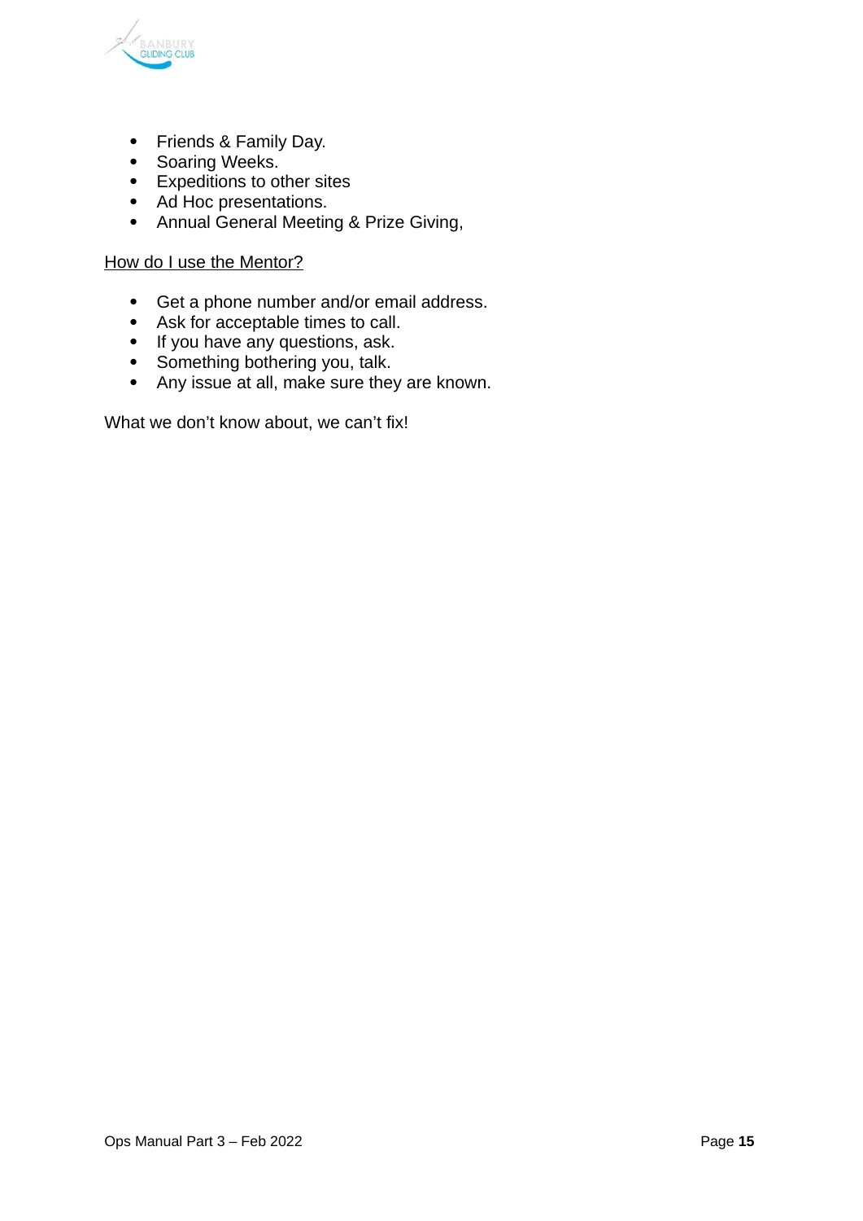- Friends & Family Day.
- Soaring Weeks.
- Expeditions to other sites
- Ad Hoc presentations.
- Annual General Meeting & Prize Giving,

How do I use the Mentor?

- Get a phone number and/or email address.
- Ask for acceptable times to call.
- If you have any questions, ask.
- Something bothering you, talk.
- Any issue at all, make sure they are known.

What we don't know about, we can't fix!